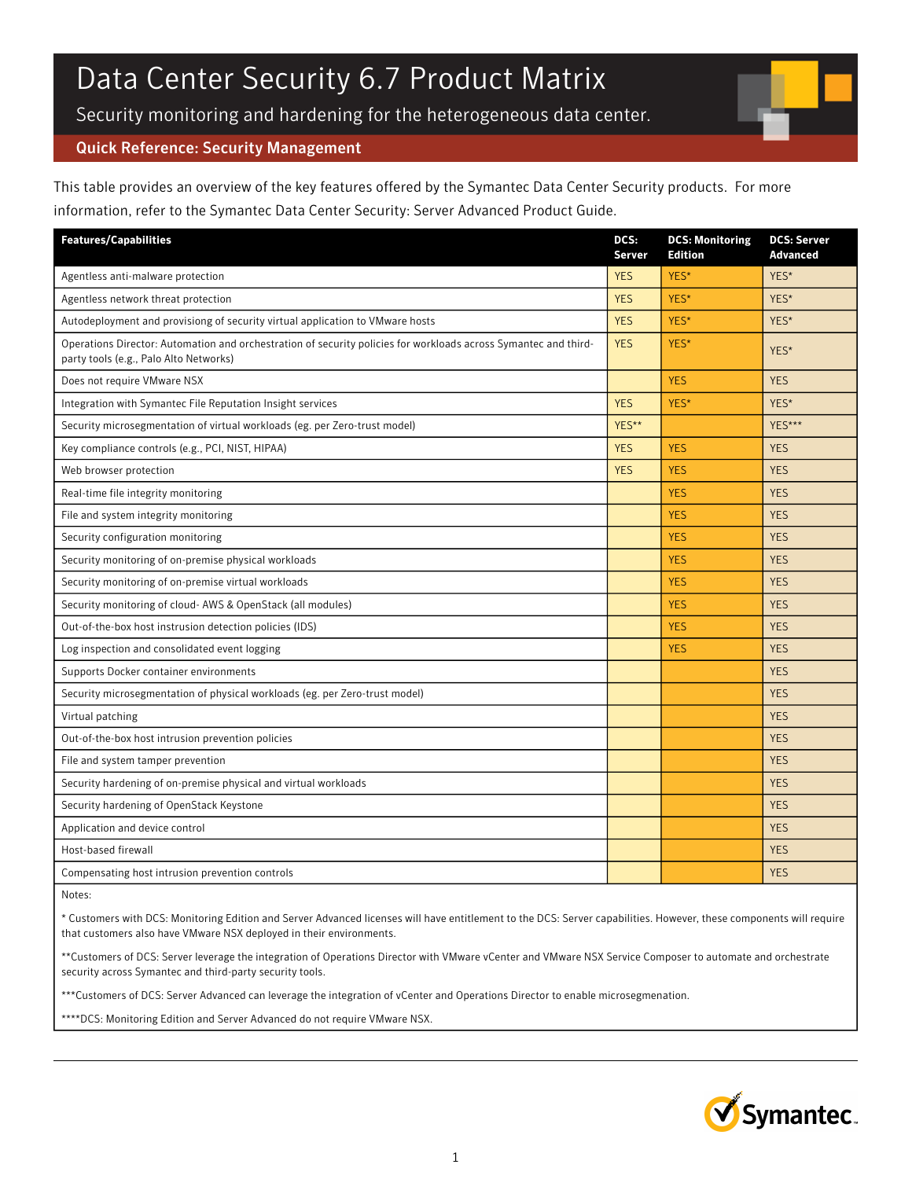# Data Center Security 6.7 Product Matrix

Security monitoring and hardening for the heterogeneous data center.

## Quick Reference: Security Management

This table provides an overview of the key features offered by the Symantec Data Center Security products. For more information, refer to the Symantec Data Center Security: Server Advanced Product Guide.

| Features/Capabilities | DCS: Server | DCS: Monitoring Edition | DCS: Server Advanced |
|---|---|---|---|
| Agentless anti-malware protection | YES | YES* | YES* |
| Agentless network threat protection | YES | YES* | YES* |
| Autodeployment and provisiong of security virtual application to VMware hosts | YES | YES* | YES* |
| Operations Director: Automation and orchestration of security policies for workloads across Symantec and third-party tools (e.g., Palo Alto Networks) | YES | YES* | YES* |
| Does not require VMware NSX | | YES | YES |
| Integration with Symantec File Reputation Insight services | YES | YES* | YES* |
| Security microsegmentation of virtual workloads (eg. per Zero-trust model) | YES** | | YES*** |
| Key compliance controls (e.g., PCI, NIST, HIPAA) | YES | YES | YES |
| Web browser protection | YES | YES | YES |
| Real-time file integrity monitoring | | YES | YES |
| File and system integrity monitoring | | YES | YES |
| Security configuration monitoring | | YES | YES |
| Security monitoring of on-premise physical workloads | | YES | YES |
| Security monitoring of on-premise virtual workloads | | YES | YES |
| Security monitoring of cloud- AWS & OpenStack (all modules) | | YES | YES |
| Out-of-the-box host instrusion detection policies (IDS) | | YES | YES |
| Log inspection and consolidated event logging | | YES | YES |
| Supports Docker container environments | | | YES |
| Security microsegmentation of physical workloads (eg. per Zero-trust model) | | | YES |
| Virtual patching | | | YES |
| Out-of-the-box host intrusion prevention policies | | | YES |
| File and system tamper prevention | | | YES |
| Security hardening of on-premise physical and virtual workloads | | | YES |
| Security hardening of OpenStack Keystone | | | YES |
| Application and device control | | | YES |
| Host-based firewall | | | YES |
| Compensating host intrusion prevention controls | | | YES |

Notes:

* Customers with DCS: Monitoring Edition and Server Advanced licenses will have entitlement to the DCS: Server capabilities. However, these components will require that customers also have VMware NSX deployed in their environments.

**Customers of DCS: Server leverage the integration of Operations Director with VMware vCenter and VMware NSX Service Composer to automate and orchestrate security across Symantec and third-party security tools.

***Customers of DCS: Server Advanced can leverage the integration of vCenter and Operations Director to enable microsegmenation.

****DCS: Monitoring Edition and Server Advanced do not require VMware NSX.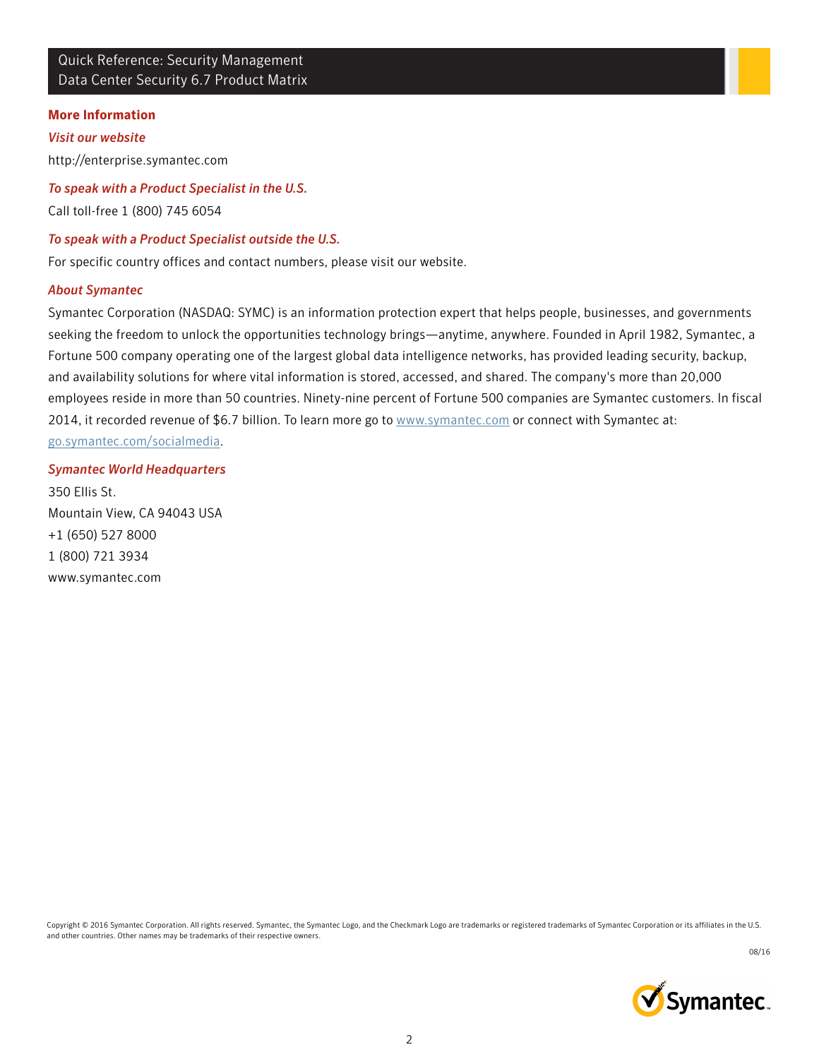## More Information

### *Visit our website*

http://enterprise.symantec.com

### *To speak with a Product Specialist in the U.S.*

Call toll-free 1 (800) 745 6054

### *To speak with a Product Specialist outside the U.S.*

For specific country offices and contact numbers, please visit our website.

### *About Symantec*

Symantec Corporation (NASDAQ: SYMC) is an information protection expert that helps people, businesses, and governments seeking the freedom to unlock the opportunities technology brings—anytime, anywhere. Founded in April 1982, Symantec, a Fortune 500 company operating one of the largest global data intelligence networks, has provided leading security, backup, and availability solutions for where vital information is stored, accessed, and shared. The company's more than 20,000 employees reside in more than 50 countries. Ninety-nine percent of Fortune 500 companies are Symantec customers. In fiscal 2014, it recorded revenue of $6.7 billion. To learn more go to www.symantec.com or connect with Symantec at: go.symantec.com/socialmedia.

### *Symantec World Headquarters*

350 Ellis St.
Mountain View, CA 94043 USA
+1 (650) 527 8000
1 (800) 721 3934
www.symantec.com

Copyright © 2016 Symantec Corporation. All rights reserved. Symantec, the Symantec Logo, and the Checkmark Logo are trademarks or registered trademarks of Symantec Corporation or its affiliates in the U.S. and other countries. Other names may be trademarks of their respective owners.

08/16